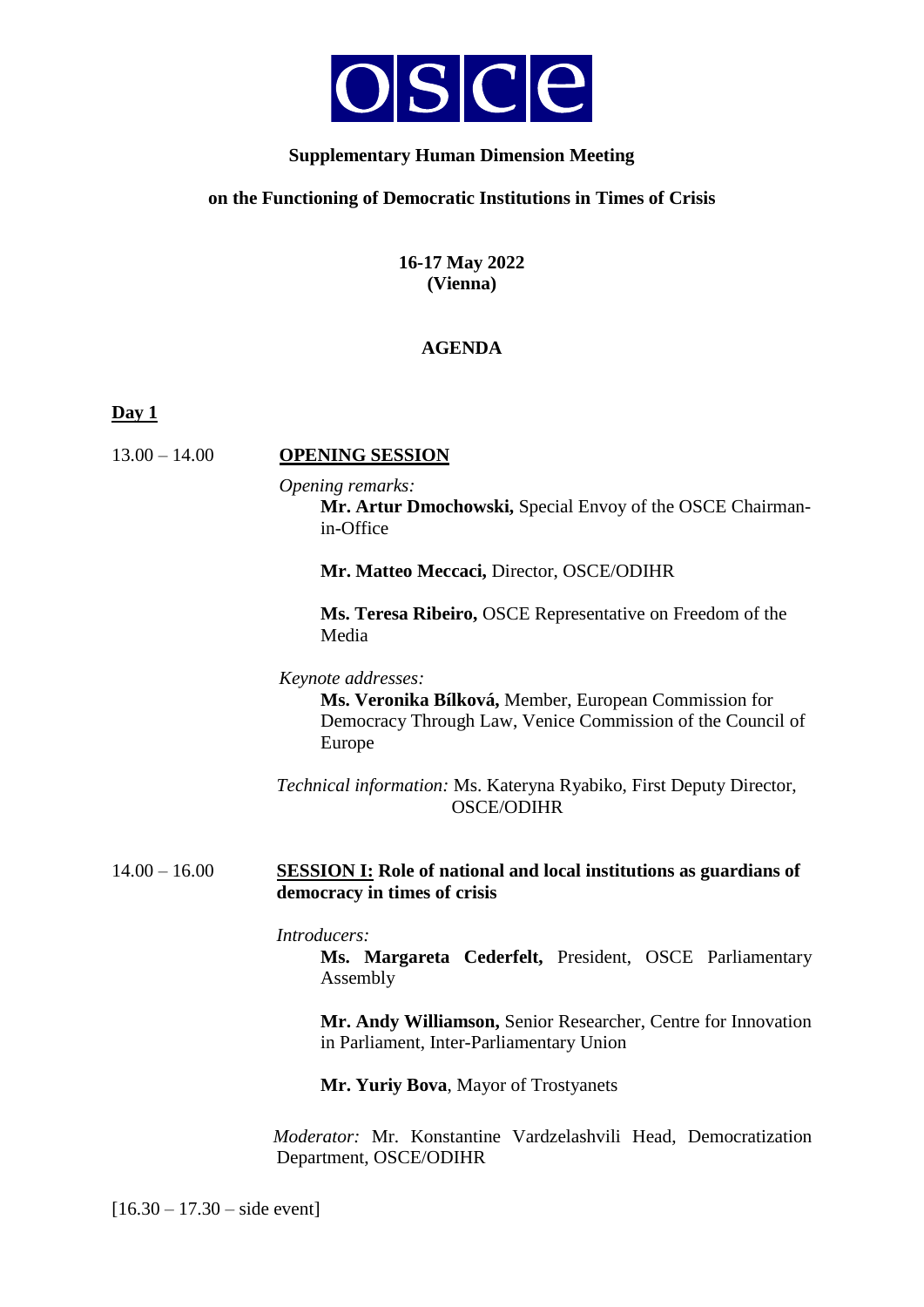OSCE

**Supplementary Human Dimension Meeting**

**on the Functioning of Democratic Institutions in Times of Crisis**

**16-17 May 2022**
**(Vienna)**

**AGENDA**

**Day 1**

13.00 – 14.00 **OPENING SESSION**

*Opening remarks:*

**Mr. Artur Dmochowski,** Special Envoy of the OSCE Chairman-in-Office

**Mr. Matteo Meccaci,** Director, OSCE/ODIHR

**Ms. Teresa Ribeiro,** OSCE Representative on Freedom of the Media

*Keynote addresses:*

**Ms. Veronika Bílková,** Member, European Commission for Democracy Through Law, Venice Commission of the Council of Europe

*Technical information:* Ms. Kateryna Ryabiko, First Deputy Director, OSCE/ODIHR

14.00 – 16.00 **SESSION I: Role of national and local institutions as guardians of democracy in times of crisis**

*Introducers:*

**Ms. Margareta Cederfelt,** President, OSCE Parliamentary Assembly

**Mr. Andy Williamson,** Senior Researcher, Centre for Innovation in Parliament, Inter-Parliamentary Union

**Mr. Yuriy Bova**, Mayor of Trostyanets

*Moderator:* Mr. Konstantine Vardzelashvili Head, Democratization Department, OSCE/ODIHR

[16.30 – 17.30 – side event]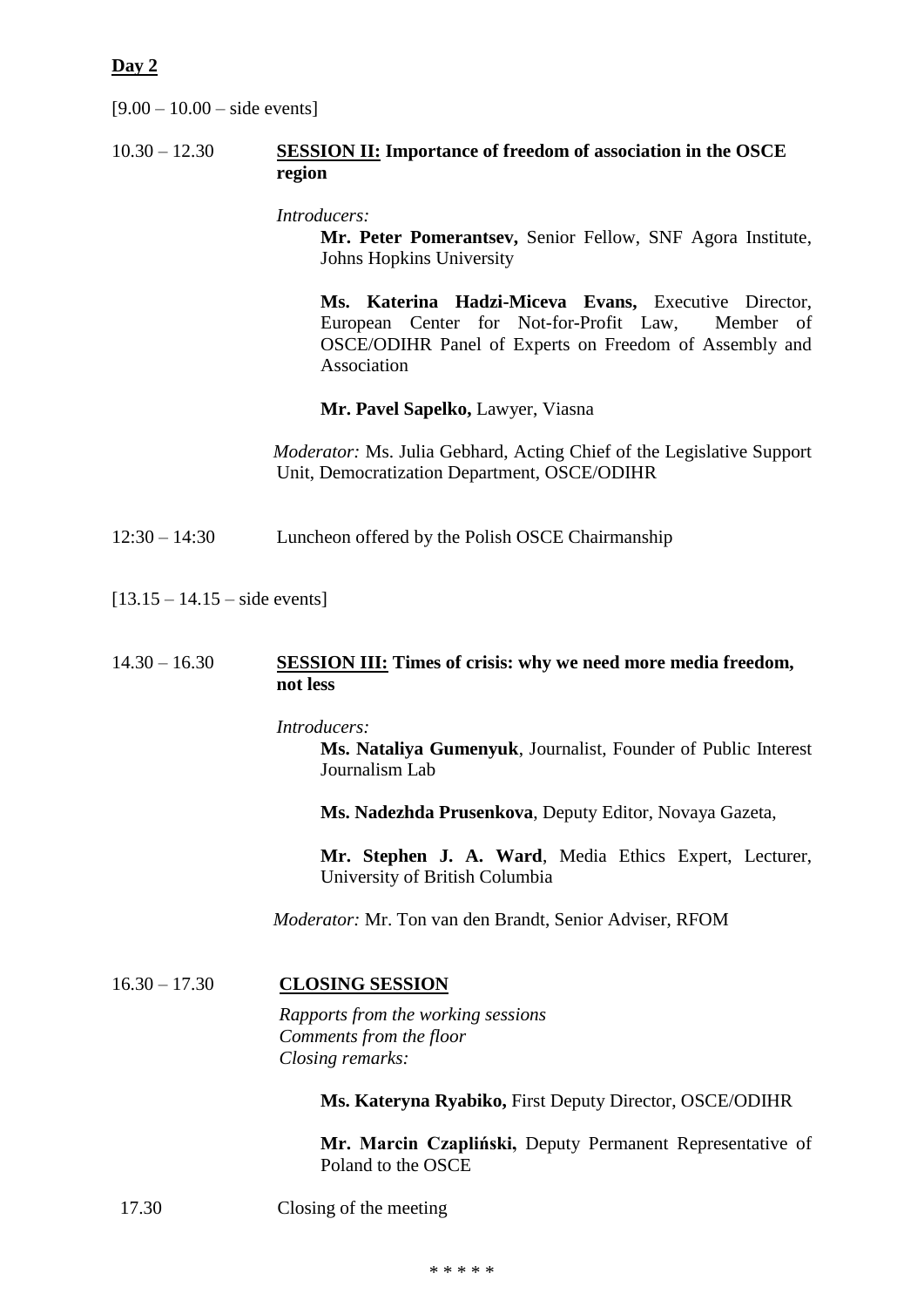**Day 2**

[9.00 – 10.00 – side events]

10.30 – 12.30 **SESSION II: Importance of freedom of association in the OSCE region**

*Introducers:*

**Mr. Peter Pomerantsev,** Senior Fellow, SNF Agora Institute, Johns Hopkins University

**Ms. Katerina Hadzi-Miceva Evans,** Executive Director, European Center for Not-for-Profit Law, Member of OSCE/ODIHR Panel of Experts on Freedom of Assembly and Association

**Mr. Pavel Sapelko,** Lawyer, Viasna

*Moderator:* Ms. Julia Gebhard, Acting Chief of the Legislative Support Unit, Democratization Department, OSCE/ODIHR

12:30 – 14:30 Luncheon offered by the Polish OSCE Chairmanship

[13.15 – 14.15 – side events]

14.30 – 16.30 **SESSION III: Times of crisis: why we need more media freedom, not less**

*Introducers:*

**Ms. Nataliya Gumenyuk**, Journalist, Founder of Public Interest Journalism Lab

**Ms. Nadezhda Prusenkova**, Deputy Editor, Novaya Gazeta,

**Mr. Stephen J. A. Ward**, Media Ethics Expert, Lecturer, University of British Columbia

*Moderator:* Mr. Ton van den Brandt, Senior Adviser, RFOM

16.30 – 17.30 **CLOSING SESSION**

*Rapports from the working sessions*
*Comments from the floor*
*Closing remarks:*

**Ms. Kateryna Ryabiko,** First Deputy Director, OSCE/ODIHR

**Mr. Marcin Czapliński,** Deputy Permanent Representative of Poland to the OSCE

17.30 Closing of the meeting

\* \* \* \* \*